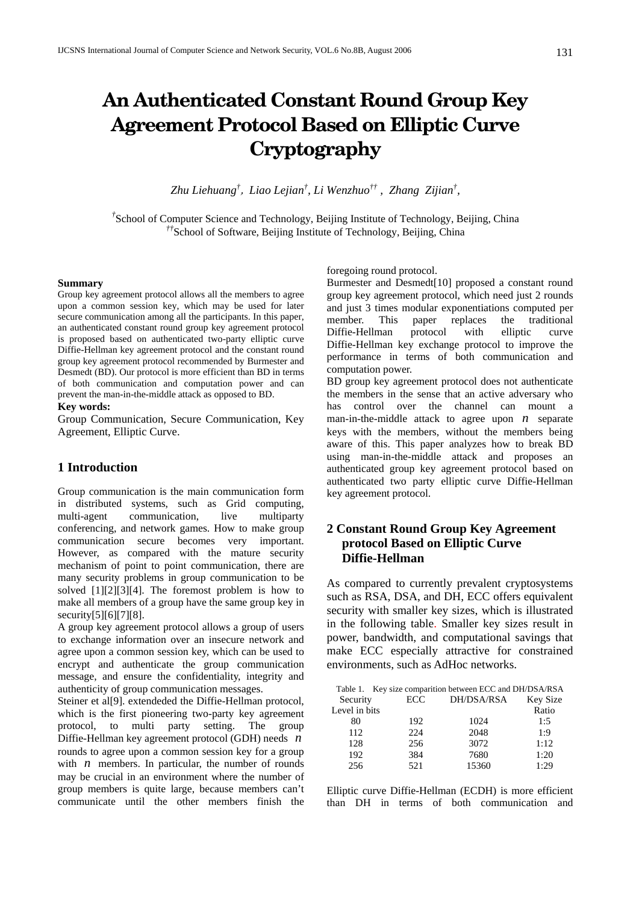# An Authenticated Constant Round Group Key Agreement Protocol Based on Elliptic Curve Cryptography

*Zhu Liehuang*[†], *Liao Lejian*[†], *Li Wenzhuo*[††], *Zhang Zijian*[†],

[†]School of Computer Science and Technology, Beijing Institute of Technology, Beijing, China
[††]School of Software, Beijing Institute of Technology, Beijing, China

**Summary**

Group key agreement protocol allows all the members to agree upon a common session key, which may be used for later secure communication among all the participants. In this paper, an authenticated constant round group key agreement protocol is proposed based on authenticated two-party elliptic curve Diffie-Hellman key agreement protocol and the constant round group key agreement protocol recommended by Burmester and Desmedt (BD). Our protocol is more efficient than BD in terms of both communication and computation power and can prevent the man-in-the-middle attack as opposed to BD.

**Key words:**

Group Communication, Secure Communication, Key Agreement, Elliptic Curve.

## 1 Introduction

Group communication is the main communication form in distributed systems, such as Grid computing, multi-agent communication, live multiparty conferencing, and network games. How to make group communication secure becomes very important. However, as compared with the mature security mechanism of point to point communication, there are many security problems in group communication to be solved [1][2][3][4]. The foremost problem is how to make all members of a group have the same group key in security[5][6][7][8].

A group key agreement protocol allows a group of users to exchange information over an insecure network and agree upon a common session key, which can be used to encrypt and authenticate the group communication message, and ensure the confidentiality, integrity and authenticity of group communication messages.

Steiner et al[9]. extendeded the Diffie-Hellman protocol, which is the first pioneering two-party key agreement protocol, to multi party setting. The group Diffie-Hellman key agreement protocol (GDH) needs $n$ rounds to agree upon a common session key for a group with $n$ members. In particular, the number of rounds may be crucial in an environment where the number of group members is quite large, because members can't communicate until the other members finish the foregoing round protocol.

Burmester and Desmedt[10] proposed a constant round group key agreement protocol, which need just 2 rounds and just 3 times modular exponentiations computed per member. This paper replaces the traditional Diffie-Hellman protocol with elliptic curve Diffie-Hellman key exchange protocol to improve the performance in terms of both communication and computation power.

BD group key agreement protocol does not authenticate the members in the sense that an active adversary who has control over the channel can mount a man-in-the-middle attack to agree upon $n$ separate keys with the members, without the members being aware of this. This paper analyzes how to break BD using man-in-the-middle attack and proposes an authenticated group key agreement protocol based on authenticated two party elliptic curve Diffie-Hellman key agreement protocol.

## 2 Constant Round Group Key Agreement protocol Based on Elliptic Curve Diffie-Hellman

As compared to currently prevalent cryptosystems such as RSA, DSA, and DH, ECC offers equivalent security with smaller key sizes, which is illustrated in the following table. Smaller key sizes result in power, bandwidth, and computational savings that make ECC especially attractive for constrained environments, such as AdHoc networks.

Table 1. Key size comparition between ECC and DH/DSA/RSA

| Security Level in bits | ECC | DH/DSA/RSA | Key Size Ratio |
|---|---|---|---|
| 80 | 192 | 1024 | 1:5 |
| 112 | 224 | 2048 | 1:9 |
| 128 | 256 | 3072 | 1:12 |
| 192 | 384 | 7680 | 1:20 |
| 256 | 521 | 15360 | 1:29 |

Elliptic curve Diffie-Hellman (ECDH) is more efficient than DH in terms of both communication and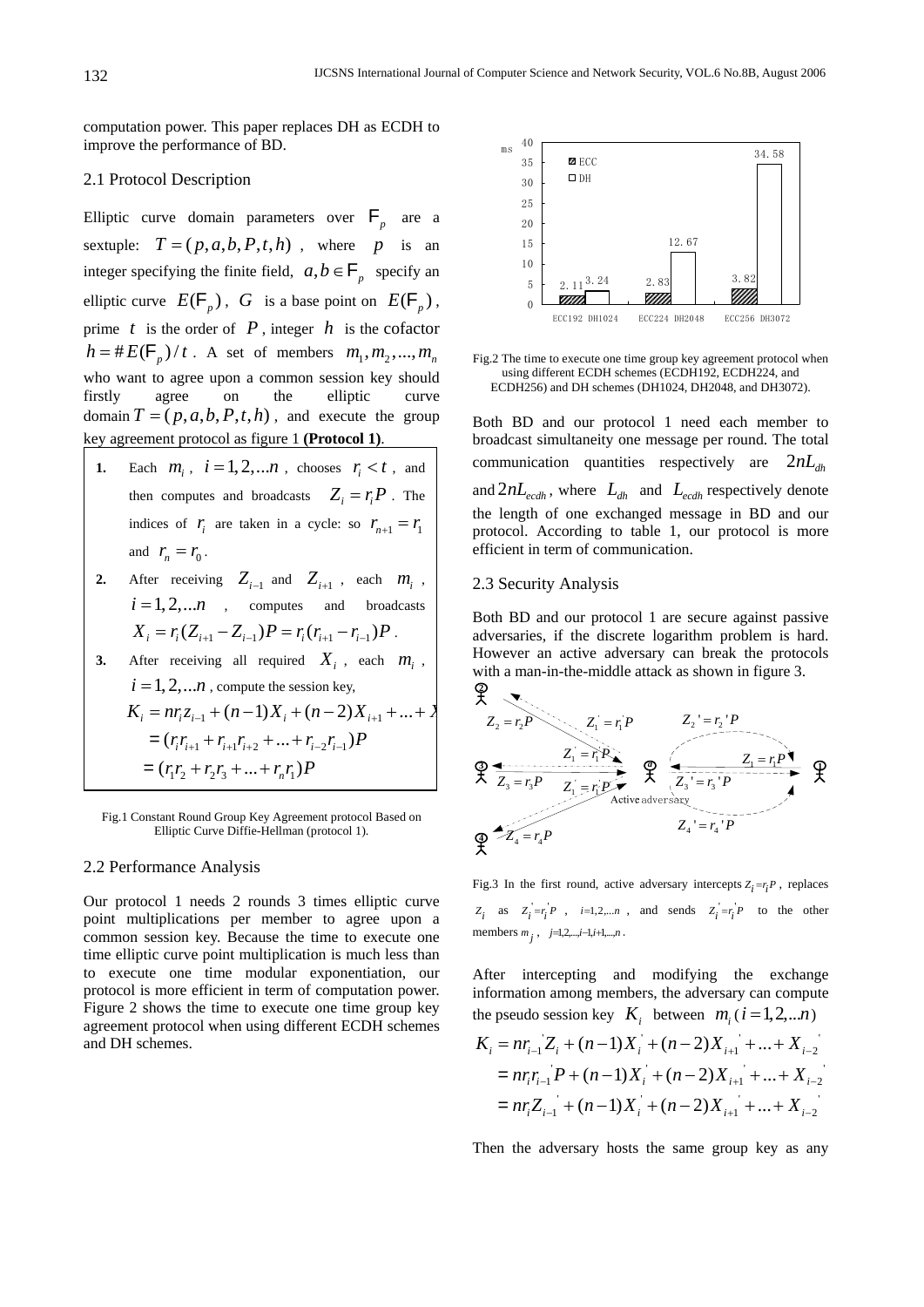computation power. This paper replaces DH as ECDH to improve the performance of BD.

### 2.1 Protocol Description

Elliptic curve domain parameters over $F_p$ are a sextuple: $T=(p,a,b,P,t,h)$, where $p$ is an integer specifying the finite field, $a,b\in F_p$ specify an elliptic curve $E(F_p)$, $G$ is a base point on $E(F_p)$, prime $t$ is the order of $P$, integer $h$ is the cofactor $h=\#E(F_p)/t$. A set of members $m_1,m_2,...,m_n$ who want to agree upon a common session key should firstly agree on the elliptic curve domain $T=(p,a,b,P,t,h)$, and execute the group key agreement protocol as figure 1 **(Protocol 1)**.

1. Each $m_i$, $i=1,2,...n$, chooses $r_i<t$, and then computes and broadcasts $Z_i=r_iP$. The indices of $r_i$ are taken in a cycle: so $r_{n+1}=r_1$ and $r_n=r_0$.
2. After receiving $Z_{i-1}$ and $Z_{i+1}$, each $m_i$, $i=1,2,...n$, computes and broadcasts $X_i=r_i(Z_{i+1}-Z_{i-1})P=r_i(r_{i+1}-r_{i-1})P$.
3. After receiving all required $X_i$, each $m_i$, $i=1,2,...n$, compute the session key,
$$K_i=nr_iz_{i-1}+(n-1)X_i+(n-2)X_{i+1}+...+X$$
$$=(r_ir_{i+1}+r_{i+1}r_{i+2}+...+r_{i-2}r_{i-1})P$$
$$=(r_1r_2+r_2r_3+...+r_nr_1)P$$

Fig.1 Constant Round Group Key Agreement protocol Based on Elliptic Curve Diffie-Hellman (protocol 1).

### 2.2 Performance Analysis

Our protocol 1 needs 2 rounds 3 times elliptic curve point multiplications per member to agree upon a common session key. Because the time to execute one time elliptic curve point multiplication is much less than to execute one time modular exponentiation, our protocol is more efficient in term of computation power. Figure 2 shows the time to execute one time group key agreement protocol when using different ECDH schemes and DH schemes.

| ms | ECC | DH |
|---|---|---|
| ECC192 DH1024 | 2.11 | 3.24 |
| ECC224 DH2048 | 2.83 | 12.67 |
| ECC256 DH3072 | 3.82 | 34.58 |

Fig.2 The time to execute one time group key agreement protocol when using different ECDH schemes (ECDH192, ECDH224, and ECDH256) and DH schemes (DH1024, DH2048, and DH3072).

Both BD and our protocol 1 need each member to broadcast simultaneity one message per round. The total communication quantities respectively are $2nL_{dh}$ and $2nL_{ecdh}$, where $L_{dh}$ and $L_{ecdh}$ respectively denote the length of one exchanged message in BD and our protocol. According to table 1, our protocol is more efficient in term of communication.

### 2.3 Security Analysis

Both BD and our protocol 1 are secure against passive adversaries, if the discrete logarithm problem is hard. However an active adversary can break the protocols with a man-in-the-middle attack as shown in figure 3.

Fig.3 In the first round, active adversary intercepts $Z_i=r_iP$, replaces $Z_i$ as $Z_i'=r_i'P$, $i$=1,2,...$n$, and sends $Z_i'=r_i'P$ to the other members $m_j$, $j$=1,2,...,$i$−1,$i$+1,...,$n$.

After intercepting and modifying the exchange information among members, the adversary can compute the pseudo session key $K_i$ between $m_i$ $(i=1,2,...n)$

$$K_i=nr_{i-1}'Z_i+(n-1)X_i'+(n-2)X_{i+1}'+...+X_{i-2}'$$
$$=nr_ir_{i-1}'P+(n-1)X_i'+(n-2)X_{i+1}'+...+X_{i-2}'$$
$$=nr_iZ_{i-1}'+(n-1)X_i'+(n-2)X_{i+1}'+...+X_{i-2}'$$

Then the adversary hosts the same group key as any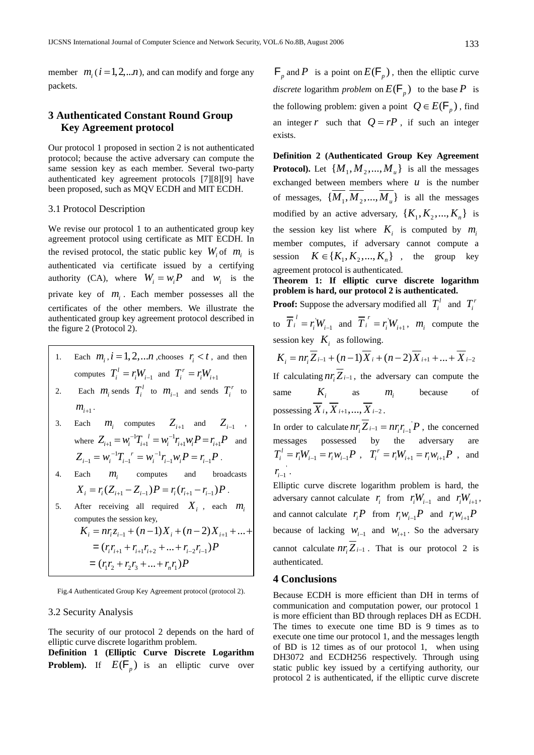member $m_i$ ($i = 1, 2, ...n$), and can modify and forge any packets.

## 3 Authenticated Constant Round Group Key Agreement protocol

Our protocol 1 proposed in section 2 is not authenticated protocol; because the active adversary can compute the same session key as each member. Several two-party authenticated key agreement protocols [7][8][9] have been proposed, such as MQV ECDH and MIT ECDH.

### 3.1 Protocol Description

We revise our protocol 1 to an authenticated group key agreement protocol using certificate as MIT ECDH. In the revised protocol, the static public key $W_i$ of $m_i$ is authenticated via certificate issued by a certifying authority (CA), where $W_i = w_i P$ and $w_i$ is the private key of $m_i$. Each member possesses all the certificates of the other members. We illustrate the authenticated group key agreement protocol described in the figure 2 (Protocol 2).

1. Each $m_i, i = 1, 2, ...n$ ,chooses $r_i < t$ , and then computes $T_i^l = r_i W_{i-1}$ and $T_i^r = r_i W_{i+1}$
2. Each $m_i$ sends $T_i^l$ to $m_{i-1}$ and sends $T_i^r$ to $m_{i+1}$.
3. Each $m_i$ computes $Z_{i+1}$ and $Z_{i-1}$ , where $Z_{i+1} = w_i^{-1} T_{i+1}^{\ l} = w_i^{-1} r_{i+1} w_i P = r_{i+1} P$ and $Z_{i-1} = w_i^{-1} T_{i-1}^{\ r} = w_i^{-1} r_{i-1} w_i P = r_{i-1} P$ .
4. Each $m_i$ computes and broadcasts $X_i = r_i (Z_{i+1} - Z_{i-1}) P = r_i (r_{i+1} - r_{i-1}) P$ .
5. After receiving all required $X_i$ , each $m_i$ computes the session key,
$$K_i = n r_i z_{i-1} + (n-1) X_i + (n-2) X_{i+1} + ... +$$
$$= (r_i r_{i+1} + r_{i+1} r_{i+2} + ... + r_{i-2} r_{i-1}) P$$
$$= (r_1 r_2 + r_2 r_3 + ... + r_n r_1) P$$

Fig.4 Authenticated Group Key Agreement protocol (protocol 2).

### 3.2 Security Analysis

The security of our protocol 2 depends on the hard of elliptic curve discrete logarithm problem.

**Definition 1 (Elliptic Curve Discrete Logarithm Problem).** If $E(\mathbb{F}_p)$ is an elliptic curve over $\mathbb{F}_p$ and $P$ is a point on $E(\mathbb{F}_p)$ , then the elliptic curve *discrete* logarithm *problem* on $E(\mathbb{F}_p)$ to the base $P$ is the following problem: given a point $Q \in E(\mathbb{F}_p)$ , find an integer $r$ such that $Q = rP$ , if such an integer exists.

**Definition 2 (Authenticated Group Key Agreement Protocol).** Let $\{M_1, M_2, ..., M_u\}$ is all the messages exchanged between members where $u$ is the number of messages, $\{\overline{M_1}, \overline{M_2}, ..., \overline{M_u}\}$ is all the messages modified by an active adversary, $\{K_1, K_2, ..., K_n\}$ is the session key list where $K_i$ is computed by $m_i$ member computes, if adversary cannot compute a session $K \in \{K_1, K_2, ..., K_n\}$ , the group key agreement protocol is authenticated.

**Theorem 1: If elliptic curve discrete logarithm problem is hard, our protocol 2 is authenticated.**

**Proof:** Suppose the adversary modified all $T_i^l$ and $T_i^r$ to $\overline{T}_i^{\ l} = r_i^{'} W_{i-1}$ and $\overline{T}_i^{\ r} = r_i^{'} W_{i+1}$, $m_i$ compute the session key $K_i$ as following.

$$K_i = n r_i \overline{Z}_{i-1} + (n-1) \overline{X}_i + (n-2) \overline{X}_{i+1} + ... + \overline{X}_{i-2}$$

If calculating $n r_i \overline{Z}_{i-1}$, the adversary can compute the same $K_i$ as $m_i$ because of possessing $\overline{X}_i, \overline{X}_{i+1}, ..., \overline{X}_{i-2}$.

In order to calculate $n r_i \overline{Z}_{i-1} = n r_i r_{i-1}^{'} P$ , the concerned messages possessed by the adversary are $T_i^l = r_i W_{i-1} = r_i w_{i-1} P$ , $T_i^r = r_i W_{i+1} = r_i w_{i+1} P$ , and $r_{i-1}^{'}$.

Elliptic curve discrete logarithm problem is hard, the adversary cannot calculate $r_i$ from $r_i W_{i-1}$ and $r_i W_{i+1}$, and cannot calculate $r_i P$ from $r_i w_{i-1} P$ and $r_i w_{i+1} P$ because of lacking $w_{i-1}$ and $w_{i+1}$. So the adversary cannot calculate $n r_i \overline{Z}_{i-1}$ . That is our protocol 2 is authenticated.

## 4 Conclusions

Because ECDH is more efficient than DH in terms of communication and computation power, our protocol 1 is more efficient than BD through replaces DH as ECDH. The times to execute one time BD is 9 times as to execute one time our protocol 1, and the messages length of BD is 12 times as of our protocol 1, when using DH3072 and ECDH256 respectively. Through using static public key issued by a certifying authority, our protocol 2 is authenticated, if the elliptic curve discrete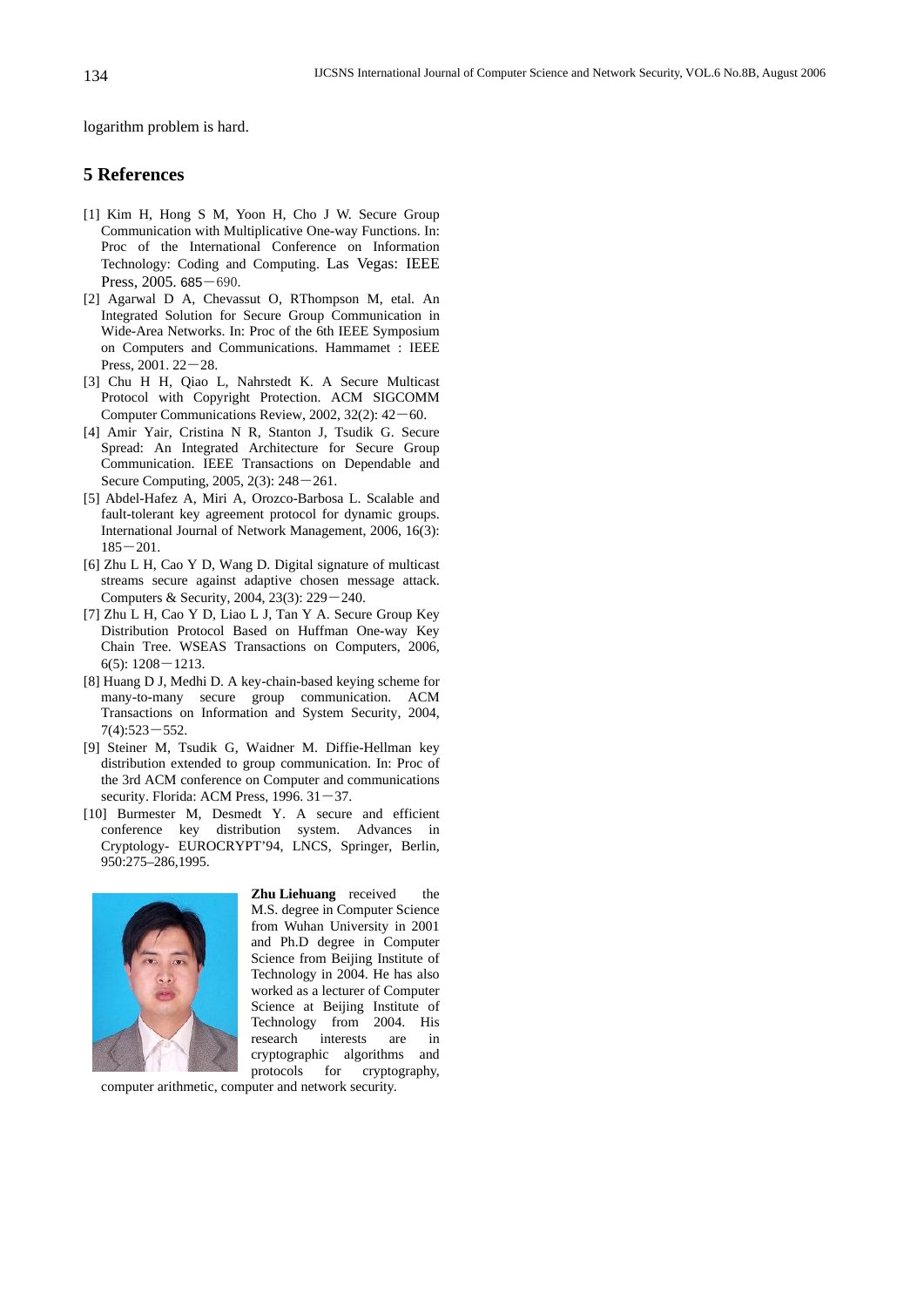logarithm problem is hard.

## 5 References

[1] Kim H, Hong S M, Yoon H, Cho J W. Secure Group Communication with Multiplicative One-way Functions. In: Proc of the International Conference on Information Technology: Coding and Computing. Las Vegas: IEEE Press, 2005. 685－690.

[2] Agarwal D A, Chevassut O, RThompson M, etal. An Integrated Solution for Secure Group Communication in Wide-Area Networks. In: Proc of the 6th IEEE Symposium on Computers and Communications. Hammamet : IEEE Press, 2001. 22－28.

[3] Chu H H, Qiao L, Nahrstedt K. A Secure Multicast Protocol with Copyright Protection. ACM SIGCOMM Computer Communications Review, 2002, 32(2): 42－60.

[4] Amir Yair, Cristina N R, Stanton J, Tsudik G. Secure Spread: An Integrated Architecture for Secure Group Communication. IEEE Transactions on Dependable and Secure Computing, 2005, 2(3): 248－261.

[5] Abdel-Hafez A, Miri A, Orozco-Barbosa L. Scalable and fault-tolerant key agreement protocol for dynamic groups. International Journal of Network Management, 2006, 16(3): 185－201.

[6] Zhu L H, Cao Y D, Wang D. Digital signature of multicast streams secure against adaptive chosen message attack. Computers & Security, 2004, 23(3): 229－240.

[7] Zhu L H, Cao Y D, Liao L J, Tan Y A. Secure Group Key Distribution Protocol Based on Huffman One-way Key Chain Tree. WSEAS Transactions on Computers, 2006, 6(5): 1208－1213.

[8] Huang D J, Medhi D. A key-chain-based keying scheme for many-to-many secure group communication. ACM Transactions on Information and System Security, 2004, 7(4):523－552.

[9] Steiner M, Tsudik G, Waidner M. Diffie-Hellman key distribution extended to group communication. In: Proc of the 3rd ACM conference on Computer and communications security. Florida: ACM Press, 1996. 31－37.

[10] Burmester M, Desmedt Y. A secure and efficient conference key distribution system. Advances in Cryptology- EUROCRYPT'94, LNCS, Springer, Berlin, 950:275–286,1995.

**Zhu Liehuang** received the M.S. degree in Computer Science from Wuhan University in 2001 and Ph.D degree in Computer Science from Beijing Institute of Technology in 2004. He has also worked as a lecturer of Computer Science at Beijing Institute of Technology from 2004. His research interests are in cryptographic algorithms and protocols for cryptography, computer arithmetic, computer and network security.